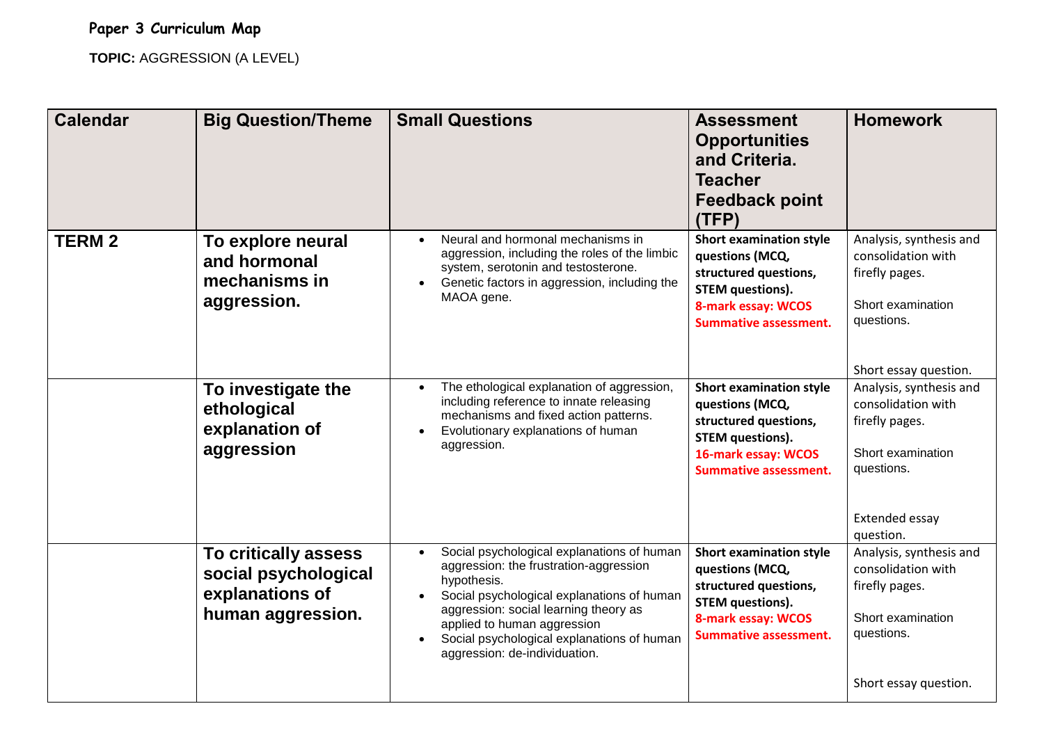## Paper 3 Curriculum Map

**TOPIC:** AGGRESSION (A LEVEL)

| Calendar | Big Question/Theme | Small Questions | Assessment Opportunities and Criteria. Teacher Feedback point (TFP) | Homework |
|---|---|---|---|---|
| **TERM 2** | **To explore neural and hormonal mechanisms in aggression.** | • Neural and hormonal mechanisms in aggression, including the roles of the limbic system, serotonin and testosterone.<br>• Genetic factors in aggression, including the MAOA gene. | **Short examination style questions (MCQ, structured questions, STEM questions).**<br>**8-mark essay: WCOS Summative assessment.** | Analysis, synthesis and consolidation with firefly pages.<br><br>Short examination questions.<br><br>Short essay question. |
| | **To investigate the ethological explanation of aggression** | • The ethological explanation of aggression, including reference to innate releasing mechanisms and fixed action patterns.<br>• Evolutionary explanations of human aggression. | **Short examination style questions (MCQ, structured questions, STEM questions).**<br>**16-mark essay: WCOS Summative assessment.** | Analysis, synthesis and consolidation with firefly pages.<br><br>Short examination questions.<br><br>Extended essay question. |
| | **To critically assess social psychological explanations of human aggression.** | • Social psychological explanations of human aggression: the frustration-aggression hypothesis.<br>• Social psychological explanations of human aggression: social learning theory as applied to human aggression<br>• Social psychological explanations of human aggression: de-individuation. | **Short examination style questions (MCQ, structured questions, STEM questions).**<br>**8-mark essay: WCOS Summative assessment.** | Analysis, synthesis and consolidation with firefly pages.<br><br>Short examination questions.<br><br>Short essay question. |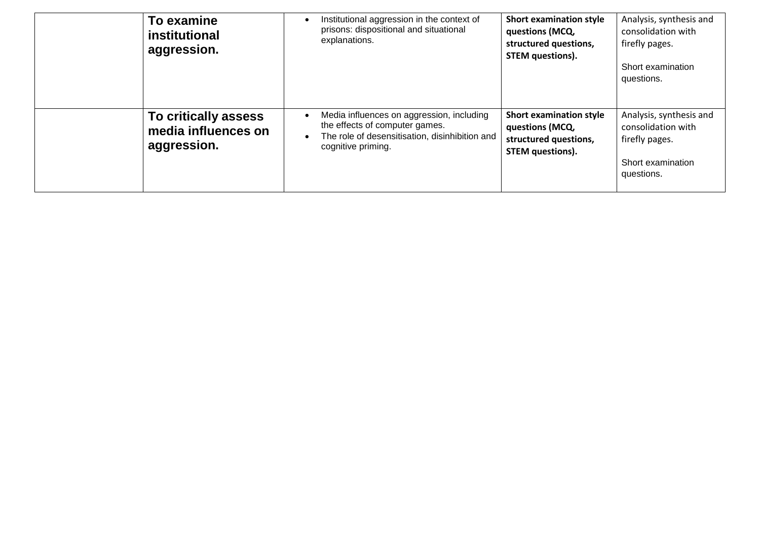| | | | | |
|---|---|---|---|---|
| | **To examine institutional aggression.** | • Institutional aggression in the context of prisons: dispositional and situational explanations. | **Short examination style questions (MCQ, structured questions, STEM questions).** | Analysis, synthesis and consolidation with firefly pages.<br><br>Short examination questions. |
| | **To critically assess media influences on aggression.** | • Media influences on aggression, including the effects of computer games.<br>• The role of desensitisation, disinhibition and cognitive priming. | **Short examination style questions (MCQ, structured questions, STEM questions).** | Analysis, synthesis and consolidation with firefly pages.<br><br>Short examination questions. |